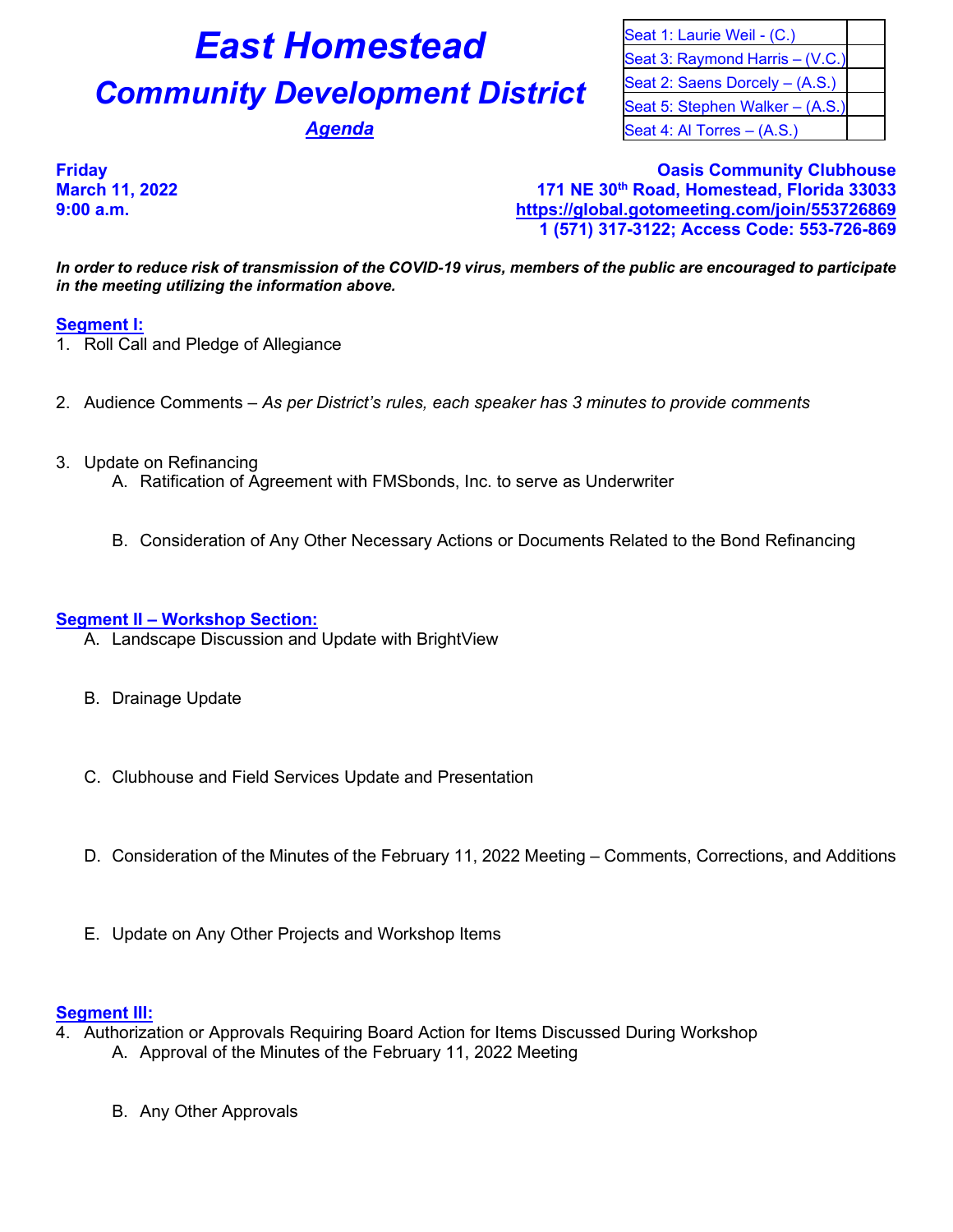# East Homestead

## Community Development District

### *Agenda*

| Seat 1: Laurie Weil - (C.) | |
|---|---|
| Seat 3: Raymond Harris – (V.C.) | |
| Seat 2: Saens Dorcely – (A.S.) | |
| Seat 5: Stephen Walker – (A.S.) | |
| Seat 4: Al Torres – (A.S.) | |

**Friday**
**March 11, 2022**
**9:00 a.m.**

**Oasis Community Clubhouse**
**171 NE 30th Road, Homestead, Florida 33033**
**https://global.gotomeeting.com/join/553726869**
**1 (571) 317-3122; Access Code: 553-726-869**

***In order to reduce risk of transmission of the COVID-19 virus, members of the public are encouraged to participate in the meeting utilizing the information above.***

**Segment I:**

1. Roll Call and Pledge of Allegiance

2. Audience Comments – *As per District's rules, each speaker has 3 minutes to provide comments*

3. Update on Refinancing
   A. Ratification of Agreement with FMSbonds, Inc. to serve as Underwriter

   B. Consideration of Any Other Necessary Actions or Documents Related to the Bond Refinancing

**Segment II – Workshop Section:**

A. Landscape Discussion and Update with BrightView

B. Drainage Update

C. Clubhouse and Field Services Update and Presentation

D. Consideration of the Minutes of the February 11, 2022 Meeting – Comments, Corrections, and Additions

E. Update on Any Other Projects and Workshop Items

**Segment III:**

4. Authorization or Approvals Requiring Board Action for Items Discussed During Workshop
   A. Approval of the Minutes of the February 11, 2022 Meeting

   B. Any Other Approvals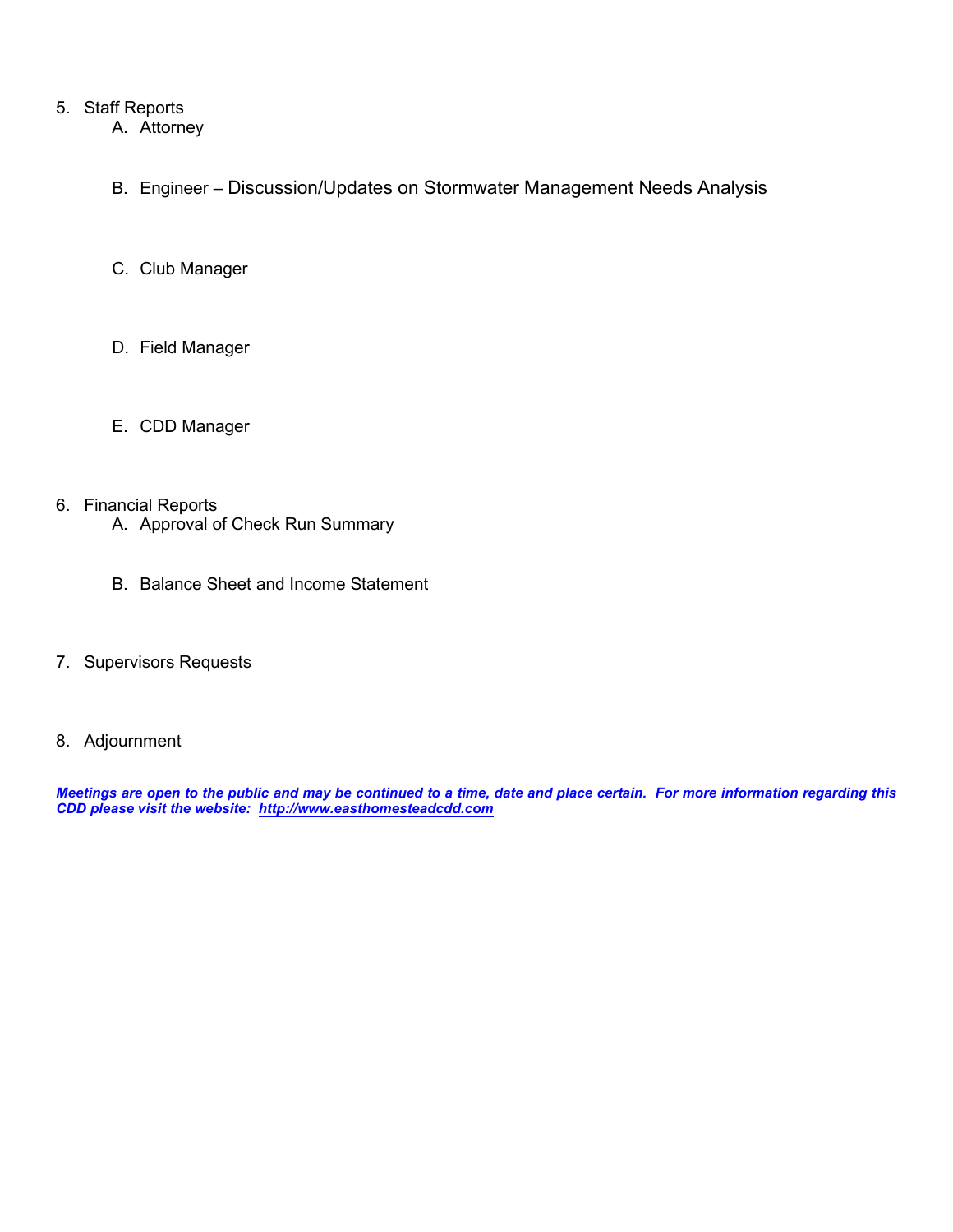5. Staff Reports
   A. Attorney

   B. Engineer – Discussion/Updates on Stormwater Management Needs Analysis

   C. Club Manager

   D. Field Manager

   E. CDD Manager

6. Financial Reports
   A. Approval of Check Run Summary

   B. Balance Sheet and Income Statement

7. Supervisors Requests

8. Adjournment

***Meetings are open to the public and may be continued to a time, date and place certain. For more information regarding this CDD please visit the website: http://www.easthomesteadcdd.com***